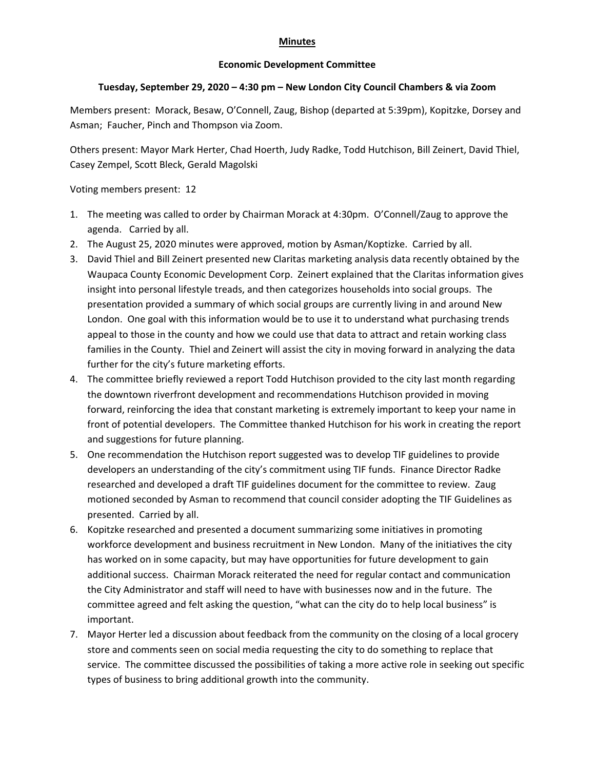**Minutes**

**Economic Development Committee**

**Tuesday, September 29, 2020 – 4:30 pm – New London City Council Chambers & via Zoom**

Members present: Morack, Besaw, O'Connell, Zaug, Bishop (departed at 5:39pm), Kopitzke, Dorsey and Asman; Faucher, Pinch and Thompson via Zoom.

Others present: Mayor Mark Herter, Chad Hoerth, Judy Radke, Todd Hutchison, Bill Zeinert, David Thiel, Casey Zempel, Scott Bleck, Gerald Magolski

Voting members present: 12

1. The meeting was called to order by Chairman Morack at 4:30pm. O'Connell/Zaug to approve the agenda. Carried by all.
2. The August 25, 2020 minutes were approved, motion by Asman/Koptizke. Carried by all.
3. David Thiel and Bill Zeinert presented new Claritas marketing analysis data recently obtained by the Waupaca County Economic Development Corp. Zeinert explained that the Claritas information gives insight into personal lifestyle treads, and then categorizes households into social groups. The presentation provided a summary of which social groups are currently living in and around New London. One goal with this information would be to use it to understand what purchasing trends appeal to those in the county and how we could use that data to attract and retain working class families in the County. Thiel and Zeinert will assist the city in moving forward in analyzing the data further for the city's future marketing efforts.
4. The committee briefly reviewed a report Todd Hutchison provided to the city last month regarding the downtown riverfront development and recommendations Hutchison provided in moving forward, reinforcing the idea that constant marketing is extremely important to keep your name in front of potential developers. The Committee thanked Hutchison for his work in creating the report and suggestions for future planning.
5. One recommendation the Hutchison report suggested was to develop TIF guidelines to provide developers an understanding of the city's commitment using TIF funds. Finance Director Radke researched and developed a draft TIF guidelines document for the committee to review. Zaug motioned seconded by Asman to recommend that council consider adopting the TIF Guidelines as presented. Carried by all.
6. Kopitzke researched and presented a document summarizing some initiatives in promoting workforce development and business recruitment in New London. Many of the initiatives the city has worked on in some capacity, but may have opportunities for future development to gain additional success. Chairman Morack reiterated the need for regular contact and communication the City Administrator and staff will need to have with businesses now and in the future. The committee agreed and felt asking the question, "what can the city do to help local business" is important.
7. Mayor Herter led a discussion about feedback from the community on the closing of a local grocery store and comments seen on social media requesting the city to do something to replace that service. The committee discussed the possibilities of taking a more active role in seeking out specific types of business to bring additional growth into the community.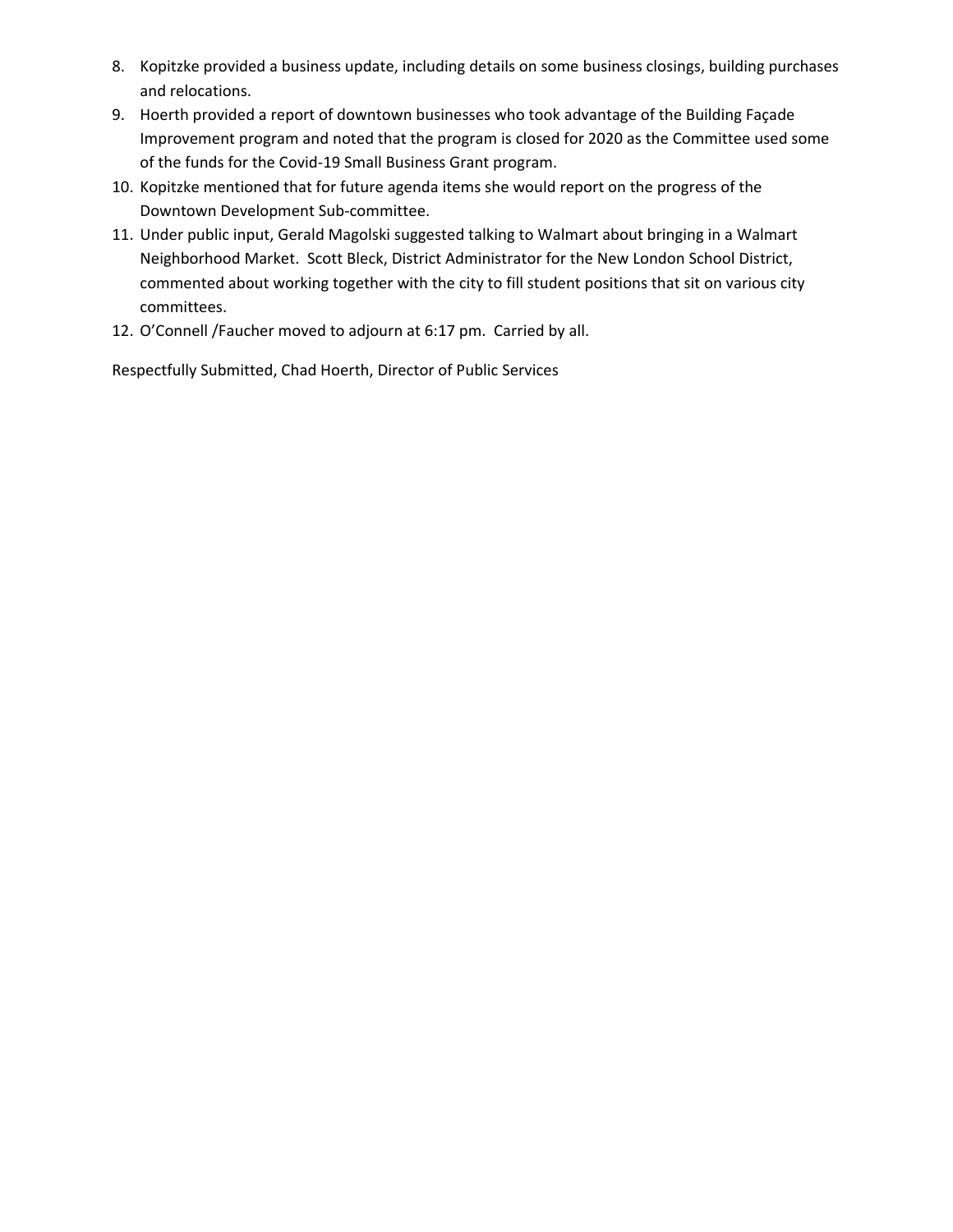8. Kopitzke provided a business update, including details on some business closings, building purchases and relocations.
9. Hoerth provided a report of downtown businesses who took advantage of the Building Façade Improvement program and noted that the program is closed for 2020 as the Committee used some of the funds for the Covid-19 Small Business Grant program.
10. Kopitzke mentioned that for future agenda items she would report on the progress of the Downtown Development Sub-committee.
11. Under public input, Gerald Magolski suggested talking to Walmart about bringing in a Walmart Neighborhood Market. Scott Bleck, District Administrator for the New London School District, commented about working together with the city to fill student positions that sit on various city committees.
12. O'Connell /Faucher moved to adjourn at 6:17 pm. Carried by all.

Respectfully Submitted, Chad Hoerth, Director of Public Services